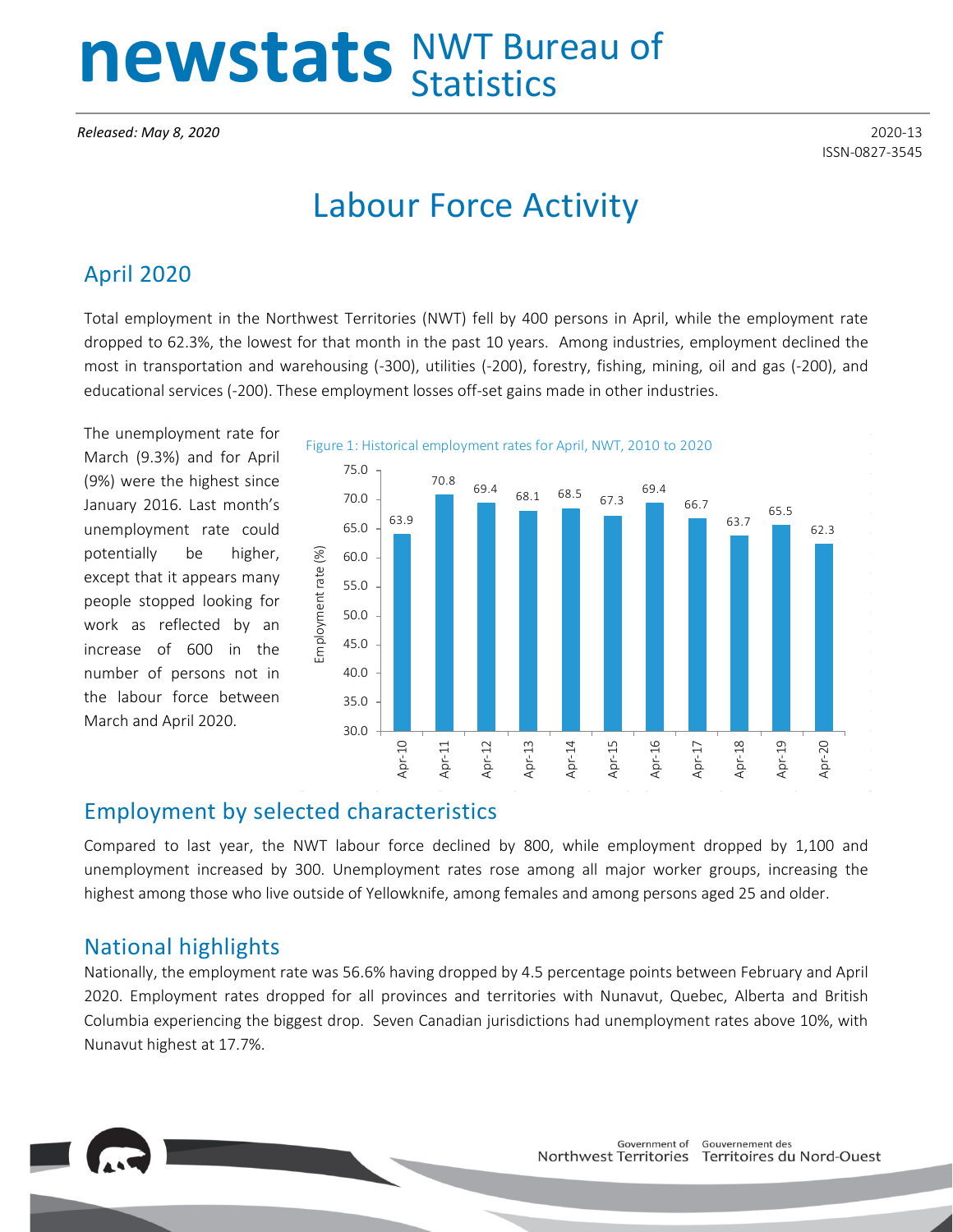# newstats NWT Bureau of Statistics

*Released: May 8, 2020*

2020-13
ISSN-0827-3545

# Labour Force Activity

## April 2020

Total employment in the Northwest Territories (NWT) fell by 400 persons in April, while the employment rate dropped to 62.3%, the lowest for that month in the past 10 years. Among industries, employment declined the most in transportation and warehousing (-300), utilities (-200), forestry, fishing, mining, oil and gas (-200), and educational services (-200). These employment losses off-set gains made in other industries.

The unemployment rate for March (9.3%) and for April (9%) were the highest since January 2016. Last month's unemployment rate could potentially be higher, except that it appears many people stopped looking for work as reflected by an increase of 600 in the number of persons not in the labour force between March and April 2020.

Figure 1: Historical employment rates for April, NWT, 2010 to 2020

Employment rate (%)

75.0
70.0
65.0
60.0
55.0
50.0
45.0
40.0
35.0
30.0

63.9
70.8
69.4
68.1
68.5
67.3
69.4
66.7
63.7
65.5
62.3

Apr-10
Apr-11
Apr-12
Apr-13
Apr-14
Apr-15
Apr-16
Apr-17
Apr-18
Apr-19
Apr-20

## Employment by selected characteristics

Compared to last year, the NWT labour force declined by 800, while employment dropped by 1,100 and unemployment increased by 300. Unemployment rates rose among all major worker groups, increasing the highest among those who live outside of Yellowknife, among females and among persons aged 25 and older.

## National highlights

Nationally, the employment rate was 56.6% having dropped by 4.5 percentage points between February and April 2020. Employment rates dropped for all provinces and territories with Nunavut, Quebec, Alberta and British Columbia experiencing the biggest drop. Seven Canadian jurisdictions had unemployment rates above 10%, with Nunavut highest at 17.7%.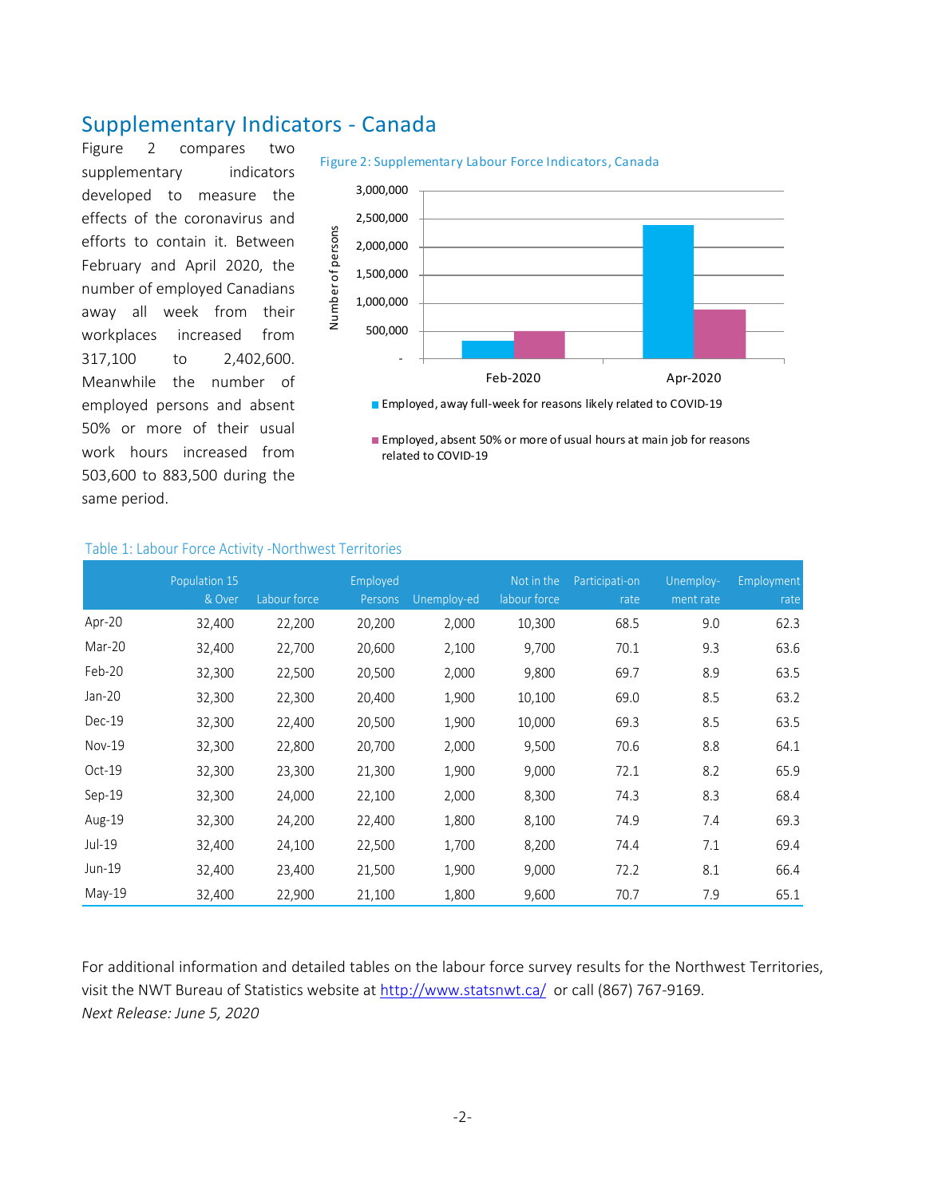## Supplementary Indicators - Canada

Figure 2 compares two supplementary indicators developed to measure the effects of the coronavirus and efforts to contain it. Between February and April 2020, the number of employed Canadians away all week from their workplaces increased from 317,100 to 2,402,600. Meanwhile the number of employed persons and absent 50% or more of their usual work hours increased from 503,600 to 883,500 during the same period.

Figure 2: Supplementary Labour Force Indicators, Canada

3,000,000
2,500,000
2,000,000
1,500,000
1,000,000
500,000
-

Number of persons

Feb-2020
Apr-2020

Employed, away full-week for reasons likely related to COVID-19

Employed, absent 50% or more of usual hours at main job for reasons related to COVID-19

Table 1: Labour Force Activity -Northwest Territories

| | Population 15 & Over | Labour force | Employed Persons | Unemploy-ed | Not in the labour force | Participati-on rate | Unemploy-ment rate | Employment rate |
|---|---|---|---|---|---|---|---|---|
| Apr-20 | 32,400 | 22,200 | 20,200 | 2,000 | 10,300 | 68.5 | 9.0 | 62.3 |
| Mar-20 | 32,400 | 22,700 | 20,600 | 2,100 | 9,700 | 70.1 | 9.3 | 63.6 |
| Feb-20 | 32,300 | 22,500 | 20,500 | 2,000 | 9,800 | 69.7 | 8.9 | 63.5 |
| Jan-20 | 32,300 | 22,300 | 20,400 | 1,900 | 10,100 | 69.0 | 8.5 | 63.2 |
| Dec-19 | 32,300 | 22,400 | 20,500 | 1,900 | 10,000 | 69.3 | 8.5 | 63.5 |
| Nov-19 | 32,300 | 22,800 | 20,700 | 2,000 | 9,500 | 70.6 | 8.8 | 64.1 |
| Oct-19 | 32,300 | 23,300 | 21,300 | 1,900 | 9,000 | 72.1 | 8.2 | 65.9 |
| Sep-19 | 32,300 | 24,000 | 22,100 | 2,000 | 8,300 | 74.3 | 8.3 | 68.4 |
| Aug-19 | 32,300 | 24,200 | 22,400 | 1,800 | 8,100 | 74.9 | 7.4 | 69.3 |
| Jul-19 | 32,400 | 24,100 | 22,500 | 1,700 | 8,200 | 74.4 | 7.1 | 69.4 |
| Jun-19 | 32,400 | 23,400 | 21,500 | 1,900 | 9,000 | 72.2 | 8.1 | 66.4 |
| May-19 | 32,400 | 22,900 | 21,100 | 1,800 | 9,600 | 70.7 | 7.9 | 65.1 |

For additional information and detailed tables on the labour force survey results for the Northwest Territories, visit the NWT Bureau of Statistics website at http://www.statsnwt.ca/ or call (867) 767-9169.
*Next Release: June 5, 2020*